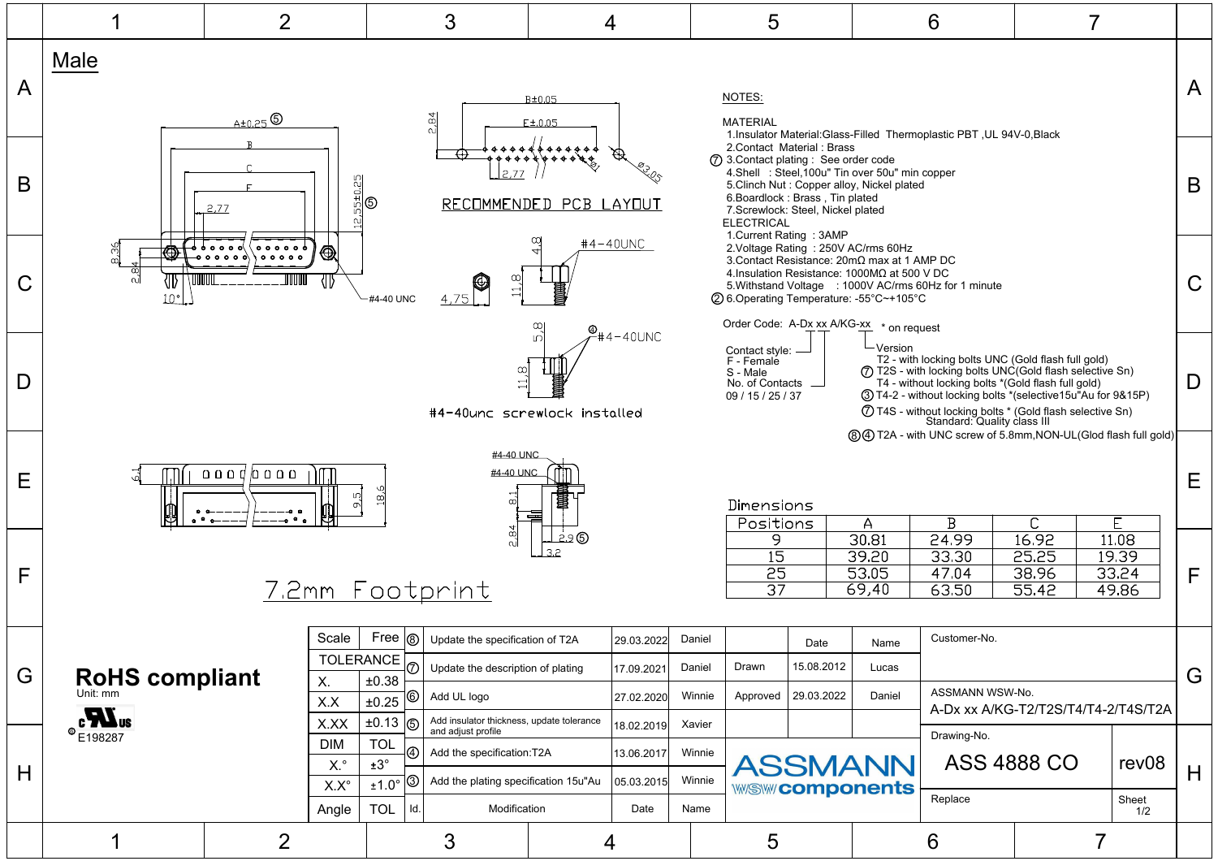# Male

RECOMMENDED PCB LAYOUT

#4-40unc screwlock installed

7.2mm Footprint

## NOTES:

MATERIAL

1. Insulator Material: Glass-Filled Thermoplastic PBT ,UL 94V-0,Black
2. Contact Material : Brass
3. ⑦ Contact plating : See order code
4. Shell : Steel,100u" Tin over 50u" min copper
5. Clinch Nut : Copper alloy, Nickel plated
6. Boardlock : Brass , Tin plated
7. Screwlock: Steel, Nickel plated

ELECTRICAL

1. Current Rating : 3AMP
2. Voltage Rating : 250V AC/rms 60Hz
3. Contact Resistance: 20mΩ max at 1 AMP DC
4. Insulation Resistance: 1000MΩ at 500 V DC
5. Withstand Voltage : 1000V AC/rms 60Hz for 1 minute
6. ② Operating Temperature: -55°C~+105°C

Order Code: A-Dx xx A/KG-xx * on request

Contact style:
F - Female
S - Male

No. of Contacts
09 / 15 / 25 / 37

Version
- T2 - with locking bolts UNC (Gold flash full gold)
- ⑦ T2S - with locking bolts UNC(Gold flash selective Sn)
- T4 - without locking bolts *(Gold flash full gold)
- ③ T4-2 - without locking bolts *(selective15u"Au for 9&15P)
- ⑦ T4S - without locking bolts * (Gold flash selective Sn)

Standard: Quality class III

⑧④ T2A - with UNC screw of 5.8mm,NON-UL(Glod flash full gold)

## Dimensions

| Positions | A | B | C | E |
|---|---|---|---|---|
| 9 | 30.81 | 24.99 | 16.92 | 11.08 |
| 15 | 39.20 | 33.30 | 25.25 | 19.39 |
| 25 | 53.05 | 47.04 | 38.96 | 33.24 |
| 37 | 69,40 | 63.50 | 55.42 | 49.86 |

**RoHS compliant**

Unit: mm

E198287

| Scale | Free |
|---|---|
| TOLERANCE | |
| X. | ±0.38 |
| X.X | ±0.25 |
| X.XX | ±0.13 |
| DIM | TOL |
| X.° | ±3° |
| X.X° | ±1.0° |
| Angle | TOL |

| Id. | Modification | Date | Name |
|---|---|---|---|
| ⑧ | Update the specification of T2A | 29.03.2022 | Daniel |
| ⑦ | Update the description of plating | 17.09.2021 | Daniel |
| ⑥ | Add UL logo | 27.02.2020 | Winnie |
| ⑤ | Add insulator thickness, update tolerance and adjust profile | 18.02.2019 | Xavier |
| ④ | Add the specification:T2A | 13.06.2017 | Winnie |
| ③ | Add the plating specification 15u"Au | 05.03.2015 | Winnie |

| | Date | Name |
|---|---|---|
| Drawn | 15.08.2012 | Lucas |
| Approved | 29.03.2022 | Daniel |

ASSMANN WSW components

Customer-No.

ASSMANN WSW-No.: A-Dx xx A/KG-T2/T2S/T4/T4-2/T4S/T2A

Drawing-No.: ASS 4888 CO rev08

Replace

Sheet 1/2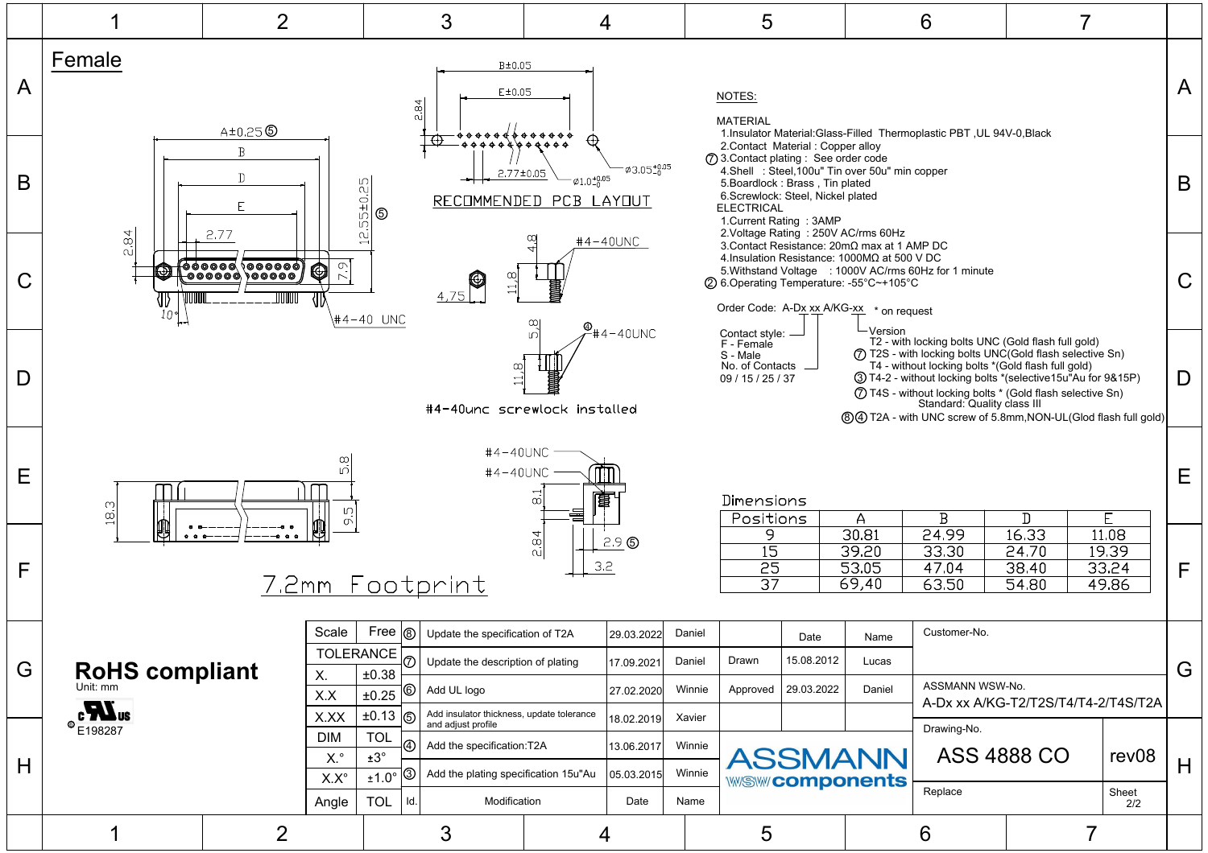## Female

### RECOMMENDED PCB LAYOUT

B±0.05

E±0.05

2.84

2.77±0.05

ø1.0$^{+0.05}_{-0}$

ø3.05$^{+0.05}_{-0}$

A±0.25 ⑤

B

D

E

2.77

2.84

12.55±0.25 ⑤

7.9

10°

#4-40 UNC

4.8

#4-40UNC

11.8

4.75

5.8

④ #4-40UNC

11.8

#4-40unc screwlock installed

5.8

18.3

9.5

#4-40UNC

#4-40UNC

8.1

2.84

2.9 ⑤

3.2

7.2mm Footprint

NOTES:

MATERIAL
1. Insulator Material: Glass-Filled Thermoplastic PBT ,UL 94V-0,Black
2. Contact Material : Copper alloy
⑦ 3. Contact plating : See order code
4. Shell : Steel,100u" Tin over 50u" min copper
5. Boardlock : Brass , Tin plated
6. Screwlock: Steel, Nickel plated

ELECTRICAL
1. Current Rating : 3AMP
2. Voltage Rating : 250V AC/rms 60Hz
3. Contact Resistance: 20mΩ max at 1 AMP DC
4. Insulation Resistance: 1000MΩ at 500 V DC
5. Withstand Voltage : 1000V AC/rms 60Hz for 1 minute
② 6. Operating Temperature: -55°C~+105°C

Order Code: A-Dx xx A/KG-xx * on request

Contact style:
F - Female
S - Male

No. of Contacts
09 / 15 / 25 / 37

Version
T2 - with locking bolts UNC (Gold flash full gold)
⑦ T2S - with locking bolts UNC(Gold flash selective Sn)
T4 - without locking bolts *(Gold flash full gold)
③ T4-2 - without locking bolts *(selective15u"Au for 9&15P)
⑦ T4S - without locking bolts * (Gold flash selective Sn)
Standard: Quality class III
⑧④ T2A - with UNC screw of 5.8mm,NON-UL(Glod flash full gold)

Dimensions

| Positions | A | B | D | E |
|---|---|---|---|---|
| 9 | 30.81 | 24.99 | 16.33 | 11.08 |
| 15 | 39.20 | 33.30 | 24.70 | 19.39 |
| 25 | 53.05 | 47.04 | 38.40 | 33.24 |
| 37 | 69,40 | 63.50 | 54.80 | 49.86 |

**RoHS compliant**
Unit: mm

E198287

| Scale | Free |
|---|---|
| TOLERANCE | |
| X. | ±0.38 |
| X.X | ±0.25 |
| X.XX | ±0.13 |
| DIM | TOL |
| X.° | ±3° |
| X.X° | ±1.0° |
| Angle | TOL |

| Id. | Modification | Date | Name |
|---|---|---|---|
| ⑧ | Update the specification of T2A | 29.03.2022 | Daniel |
| ⑦ | Update the description of plating | 17.09.2021 | Daniel |
| ⑥ | Add UL logo | 27.02.2020 | Winnie |
| ⑤ | Add insulator thickness, update tolerance and adjust profile | 18.02.2019 | Xavier |
| ④ | Add the specification:T2A | 13.06.2017 | Winnie |
| ③ | Add the plating specification 15u"Au | 05.03.2015 | Winnie |

| | Date | Name |
|---|---|---|
| Drawn | 15.08.2012 | Lucas |
| Approved | 29.03.2022 | Daniel |

ASSMANN WSW components

Customer-No.

ASSMANN WSW-No.
A-Dx xx A/KG-T2/T2S/T4/T4-2/T4S/T2A

Drawing-No.
ASS 4888 CO

rev08

Replace

Sheet 2/2